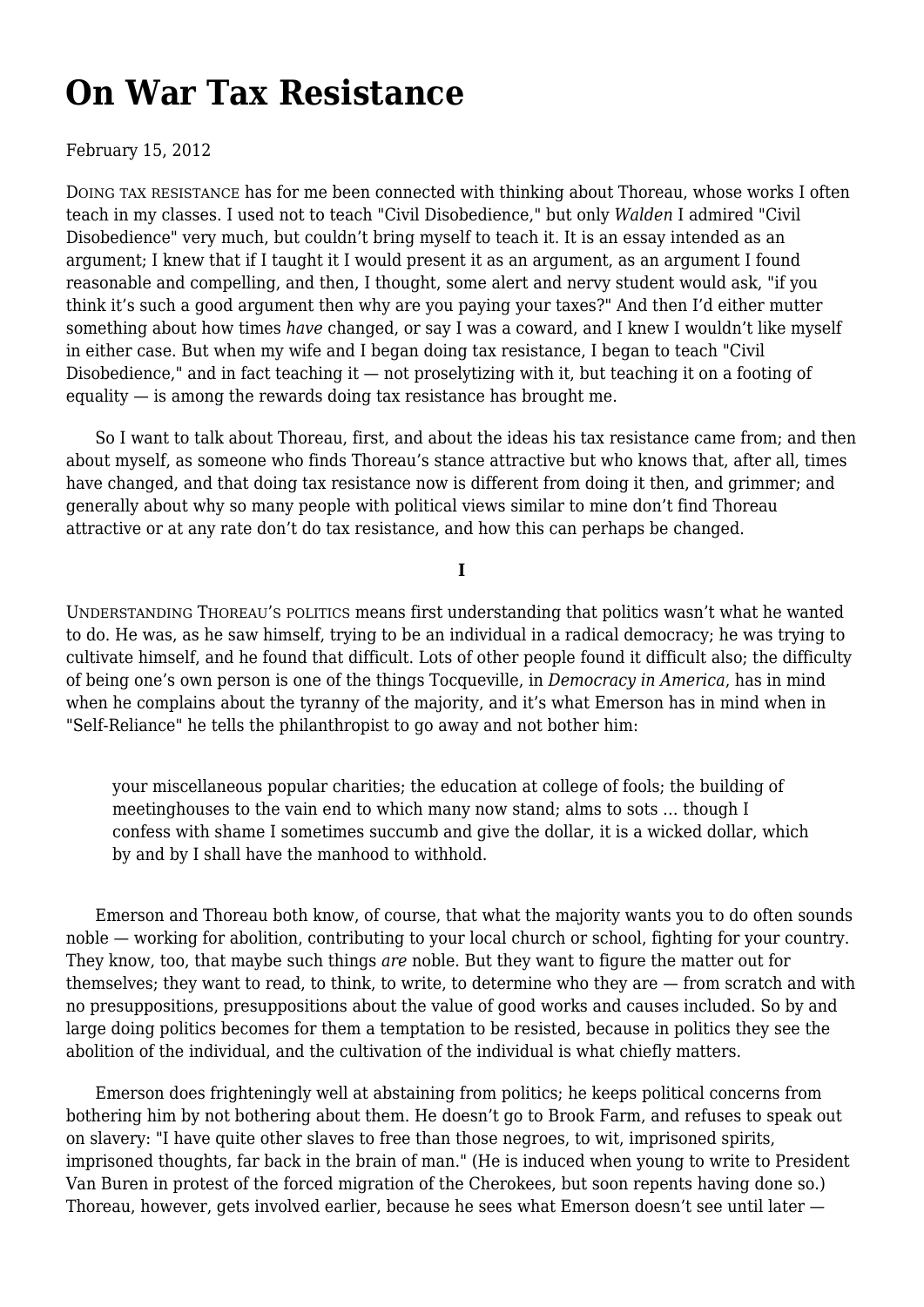# On War Tax Resistance

February 15, 2012

Doing tax resistance has for me been connected with thinking about Thoreau, whose works I often teach in my classes. I used not to teach "Civil Disobedience," but only *Walden* I admired "Civil Disobedience" very much, but couldn't bring myself to teach it. It is an essay intended as an argument; I knew that if I taught it I would present it as an argument, as an argument I found reasonable and compelling, and then, I thought, some alert and nervy student would ask, "if you think it's such a good argument then why are you paying your taxes?" And then I'd either mutter something about how times *have* changed, or say I was a coward, and I knew I wouldn't like myself in either case. But when my wife and I began doing tax resistance, I began to teach "Civil Disobedience," and in fact teaching it — not proselytizing with it, but teaching it on a footing of equality — is among the rewards doing tax resistance has brought me.

So I want to talk about Thoreau, first, and about the ideas his tax resistance came from; and then about myself, as someone who finds Thoreau's stance attractive but who knows that, after all, times have changed, and that doing tax resistance now is different from doing it then, and grimmer; and generally about why so many people with political views similar to mine don't find Thoreau attractive or at any rate don't do tax resistance, and how this can perhaps be changed.

## I

Understanding Thoreau's politics means first understanding that politics wasn't what he wanted to do. He was, as he saw himself, trying to be an individual in a radical democracy; he was trying to cultivate himself, and he found that difficult. Lots of other people found it difficult also; the difficulty of being one's own person is one of the things Tocqueville, in *Democracy in America*, has in mind when he complains about the tyranny of the majority, and it's what Emerson has in mind when in "Self-Reliance" he tells the philanthropist to go away and not bother him:

> your miscellaneous popular charities; the education at college of fools; the building of meetinghouses to the vain end to which many now stand; alms to sots … though I confess with shame I sometimes succumb and give the dollar, it is a wicked dollar, which by and by I shall have the manhood to withhold.

Emerson and Thoreau both know, of course, that what the majority wants you to do often sounds noble — working for abolition, contributing to your local church or school, fighting for your country. They know, too, that maybe such things *are* noble. But they want to figure the matter out for themselves; they want to read, to think, to write, to determine who they are — from scratch and with no presuppositions, presuppositions about the value of good works and causes included. So by and large doing politics becomes for them a temptation to be resisted, because in politics they see the abolition of the individual, and the cultivation of the individual is what chiefly matters.

Emerson does frighteningly well at abstaining from politics; he keeps political concerns from bothering him by not bothering about them. He doesn't go to Brook Farm, and refuses to speak out on slavery: "I have quite other slaves to free than those negroes, to wit, imprisoned spirits, imprisoned thoughts, far back in the brain of man." (He is induced when young to write to President Van Buren in protest of the forced migration of the Cherokees, but soon repents having done so.) Thoreau, however, gets involved earlier, because he sees what Emerson doesn't see until later —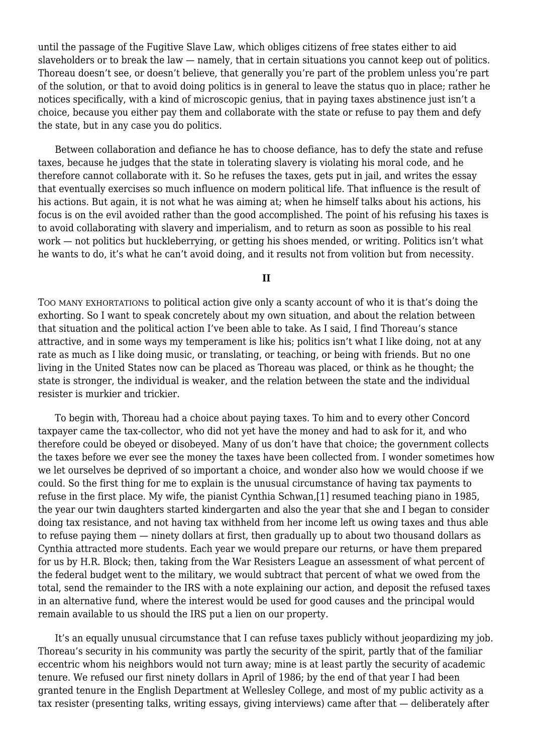until the passage of the Fugitive Slave Law, which obliges citizens of free states either to aid slaveholders or to break the law — namely, that in certain situations you cannot keep out of politics. Thoreau doesn't see, or doesn't believe, that generally you're part of the problem unless you're part of the solution, or that to avoid doing politics is in general to leave the status quo in place; rather he notices specifically, with a kind of microscopic genius, that in paying taxes abstinence just isn't a choice, because you either pay them and collaborate with the state or refuse to pay them and defy the state, but in any case you do politics.

Between collaboration and defiance he has to choose defiance, has to defy the state and refuse taxes, because he judges that the state in tolerating slavery is violating his moral code, and he therefore cannot collaborate with it. So he refuses the taxes, gets put in jail, and writes the essay that eventually exercises so much influence on modern political life. That influence is the result of his actions. But again, it is not what he was aiming at; when he himself talks about his actions, his focus is on the evil avoided rather than the good accomplished. The point of his refusing his taxes is to avoid collaborating with slavery and imperialism, and to return as soon as possible to his real work — not politics but huckleberrying, or getting his shoes mended, or writing. Politics isn't what he wants to do, it's what he can't avoid doing, and it results not from volition but from necessity.

## II

Too many exhortations to political action give only a scanty account of who it is that's doing the exhorting. So I want to speak concretely about my own situation, and about the relation between that situation and the political action I've been able to take. As I said, I find Thoreau's stance attractive, and in some ways my temperament is like his; politics isn't what I like doing, not at any rate as much as I like doing music, or translating, or teaching, or being with friends. But no one living in the United States now can be placed as Thoreau was placed, or think as he thought; the state is stronger, the individual is weaker, and the relation between the state and the individual resister is murkier and trickier.

To begin with, Thoreau had a choice about paying taxes. To him and to every other Concord taxpayer came the tax-collector, who did not yet have the money and had to ask for it, and who therefore could be obeyed or disobeyed. Many of us don't have that choice; the government collects the taxes before we ever see the money the taxes have been collected from. I wonder sometimes how we let ourselves be deprived of so important a choice, and wonder also how we would choose if we could. So the first thing for me to explain is the unusual circumstance of having tax payments to refuse in the first place. My wife, the pianist Cynthia Schwan,[1] resumed teaching piano in 1985, the year our twin daughters started kindergarten and also the year that she and I began to consider doing tax resistance, and not having tax withheld from her income left us owing taxes and thus able to refuse paying them — ninety dollars at first, then gradually up to about two thousand dollars as Cynthia attracted more students. Each year we would prepare our returns, or have them prepared for us by H.R. Block; then, taking from the War Resisters League an assessment of what percent of the federal budget went to the military, we would subtract that percent of what we owed from the total, send the remainder to the IRS with a note explaining our action, and deposit the refused taxes in an alternative fund, where the interest would be used for good causes and the principal would remain available to us should the IRS put a lien on our property.

It's an equally unusual circumstance that I can refuse taxes publicly without jeopardizing my job. Thoreau's security in his community was partly the security of the spirit, partly that of the familiar eccentric whom his neighbors would not turn away; mine is at least partly the security of academic tenure. We refused our first ninety dollars in April of 1986; by the end of that year I had been granted tenure in the English Department at Wellesley College, and most of my public activity as a tax resister (presenting talks, writing essays, giving interviews) came after that — deliberately after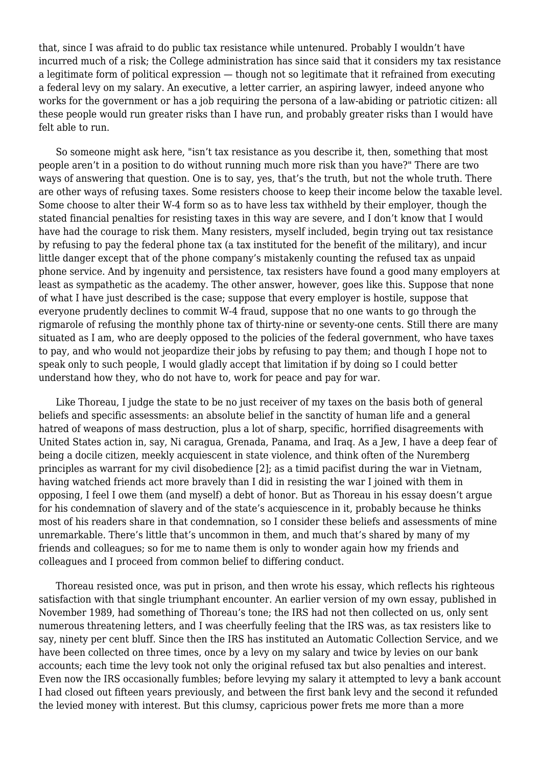that, since I was afraid to do public tax resistance while untenured. Probably I wouldn't have incurred much of a risk; the College administration has since said that it considers my tax resistance a legitimate form of political expression — though not so legitimate that it refrained from executing a federal levy on my salary. An executive, a letter carrier, an aspiring lawyer, indeed anyone who works for the government or has a job requiring the persona of a law-abiding or patriotic citizen: all these people would run greater risks than I have run, and probably greater risks than I would have felt able to run.

So someone might ask here, "isn't tax resistance as you describe it, then, something that most people aren't in a position to do without running much more risk than you have?" There are two ways of answering that question. One is to say, yes, that's the truth, but not the whole truth. There are other ways of refusing taxes. Some resisters choose to keep their income below the taxable level. Some choose to alter their W-4 form so as to have less tax withheld by their employer, though the stated financial penalties for resisting taxes in this way are severe, and I don't know that I would have had the courage to risk them. Many resisters, myself included, begin trying out tax resistance by refusing to pay the federal phone tax (a tax instituted for the benefit of the military), and incur little danger except that of the phone company's mistakenly counting the refused tax as unpaid phone service. And by ingenuity and persistence, tax resisters have found a good many employers at least as sympathetic as the academy. The other answer, however, goes like this. Suppose that none of what I have just described is the case; suppose that every employer is hostile, suppose that everyone prudently declines to commit W-4 fraud, suppose that no one wants to go through the rigmarole of refusing the monthly phone tax of thirty-nine or seventy-one cents. Still there are many situated as I am, who are deeply opposed to the policies of the federal government, who have taxes to pay, and who would not jeopardize their jobs by refusing to pay them; and though I hope not to speak only to such people, I would gladly accept that limitation if by doing so I could better understand how they, who do not have to, work for peace and pay for war.

Like Thoreau, I judge the state to be no just receiver of my taxes on the basis both of general beliefs and specific assessments: an absolute belief in the sanctity of human life and a general hatred of weapons of mass destruction, plus a lot of sharp, specific, horrified disagreements with United States action in, say, Ni caragua, Grenada, Panama, and Iraq. As a Jew, I have a deep fear of being a docile citizen, meekly acquiescent in state violence, and think often of the Nuremberg principles as warrant for my civil disobedience [2]; as a timid pacifist during the war in Vietnam, having watched friends act more bravely than I did in resisting the war I joined with them in opposing, I feel I owe them (and myself) a debt of honor. But as Thoreau in his essay doesn't argue for his condemnation of slavery and of the state's acquiescence in it, probably because he thinks most of his readers share in that condemnation, so I consider these beliefs and assessments of mine unremarkable. There's little that's uncommon in them, and much that's shared by many of my friends and colleagues; so for me to name them is only to wonder again how my friends and colleagues and I proceed from common belief to differing conduct.

Thoreau resisted once, was put in prison, and then wrote his essay, which reflects his righteous satisfaction with that single triumphant encounter. An earlier version of my own essay, published in November 1989, had something of Thoreau's tone; the IRS had not then collected on us, only sent numerous threatening letters, and I was cheerfully feeling that the IRS was, as tax resisters like to say, ninety per cent bluff. Since then the IRS has instituted an Automatic Collection Service, and we have been collected on three times, once by a levy on my salary and twice by levies on our bank accounts; each time the levy took not only the original refused tax but also penalties and interest. Even now the IRS occasionally fumbles; before levying my salary it attempted to levy a bank account I had closed out fifteen years previously, and between the first bank levy and the second it refunded the levied money with interest. But this clumsy, capricious power frets me more than a more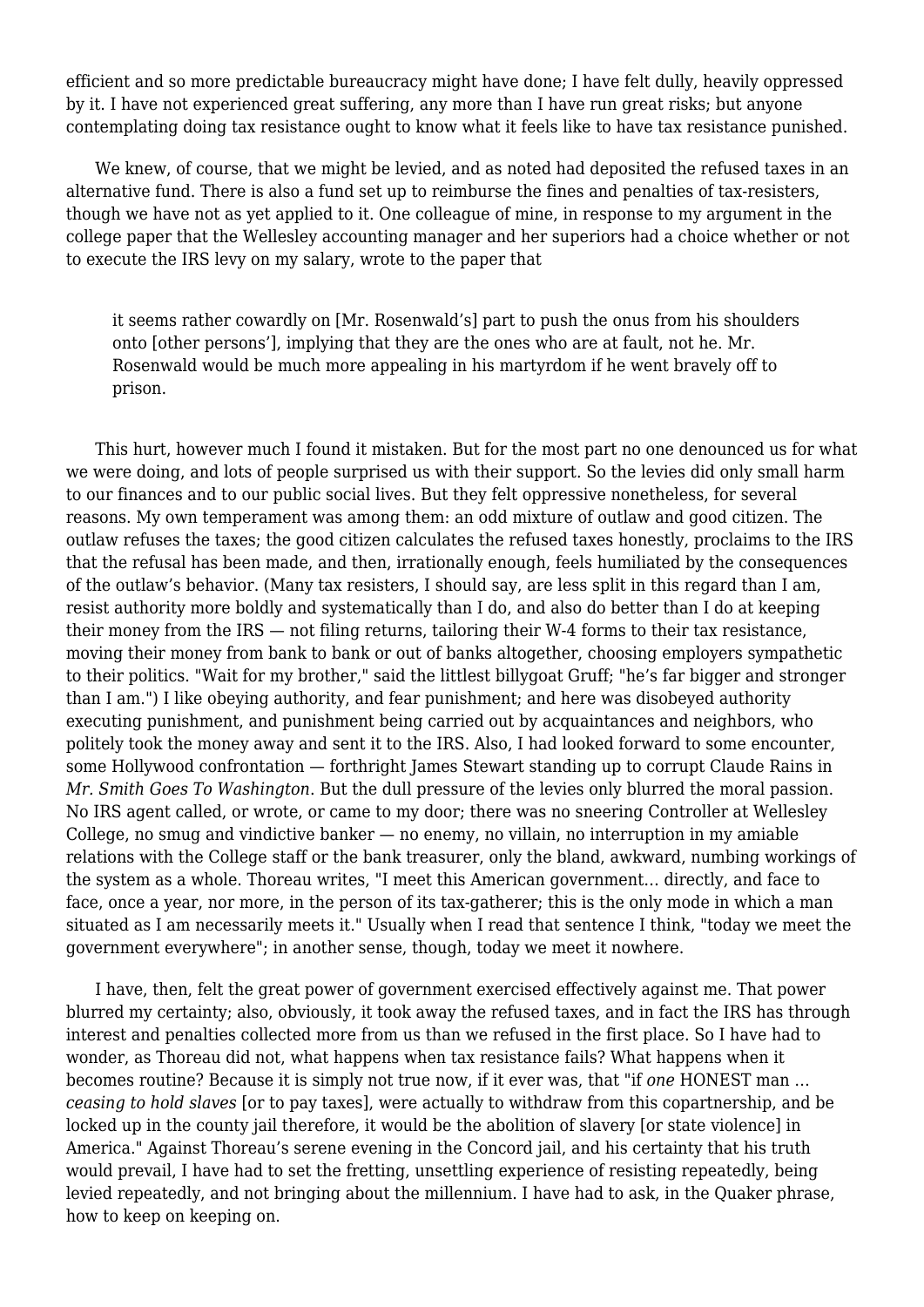efficient and so more predictable bureaucracy might have done; I have felt dully, heavily oppressed by it. I have not experienced great suffering, any more than I have run great risks; but anyone contemplating doing tax resistance ought to know what it feels like to have tax resistance punished.

We knew, of course, that we might be levied, and as noted had deposited the refused taxes in an alternative fund. There is also a fund set up to reimburse the fines and penalties of tax-resisters, though we have not as yet applied to it. One colleague of mine, in response to my argument in the college paper that the Wellesley accounting manager and her superiors had a choice whether or not to execute the IRS levy on my salary, wrote to the paper that

> it seems rather cowardly on [Mr. Rosenwald's] part to push the onus from his shoulders onto [other persons'], implying that they are the ones who are at fault, not he. Mr. Rosenwald would be much more appealing in his martyrdom if he went bravely off to prison.

This hurt, however much I found it mistaken. But for the most part no one denounced us for what we were doing, and lots of people surprised us with their support. So the levies did only small harm to our finances and to our public social lives. But they felt oppressive nonetheless, for several reasons. My own temperament was among them: an odd mixture of outlaw and good citizen. The outlaw refuses the taxes; the good citizen calculates the refused taxes honestly, proclaims to the IRS that the refusal has been made, and then, irrationally enough, feels humiliated by the consequences of the outlaw's behavior. (Many tax resisters, I should say, are less split in this regard than I am, resist authority more boldly and systematically than I do, and also do better than I do at keeping their money from the IRS — not filing returns, tailoring their W-4 forms to their tax resistance, moving their money from bank to bank or out of banks altogether, choosing employers sympathetic to their politics. "Wait for my brother," said the littlest billygoat Gruff; "he's far bigger and stronger than I am.") I like obeying authority, and fear punishment; and here was disobeyed authority executing punishment, and punishment being carried out by acquaintances and neighbors, who politely took the money away and sent it to the IRS. Also, I had looked forward to some encounter, some Hollywood confrontation — forthright James Stewart standing up to corrupt Claude Rains in *Mr. Smith Goes To Washington*. But the dull pressure of the levies only blurred the moral passion. No IRS agent called, or wrote, or came to my door; there was no sneering Controller at Wellesley College, no smug and vindictive banker — no enemy, no villain, no interruption in my amiable relations with the College staff or the bank treasurer, only the bland, awkward, numbing workings of the system as a whole. Thoreau writes, "I meet this American government... directly, and face to face, once a year, nor more, in the person of its tax-gatherer; this is the only mode in which a man situated as I am necessarily meets it." Usually when I read that sentence I think, "today we meet the government everywhere"; in another sense, though, today we meet it nowhere.

I have, then, felt the great power of government exercised effectively against me. That power blurred my certainty; also, obviously, it took away the refused taxes, and in fact the IRS has through interest and penalties collected more from us than we refused in the first place. So I have had to wonder, as Thoreau did not, what happens when tax resistance fails? What happens when it becomes routine? Because it is simply not true now, if it ever was, that "if *one* HONEST man ... *ceasing to hold slaves* [or to pay taxes], were actually to withdraw from this copartnership, and be locked up in the county jail therefore, it would be the abolition of slavery [or state violence] in America." Against Thoreau's serene evening in the Concord jail, and his certainty that his truth would prevail, I have had to set the fretting, unsettling experience of resisting repeatedly, being levied repeatedly, and not bringing about the millennium. I have had to ask, in the Quaker phrase, how to keep on keeping on.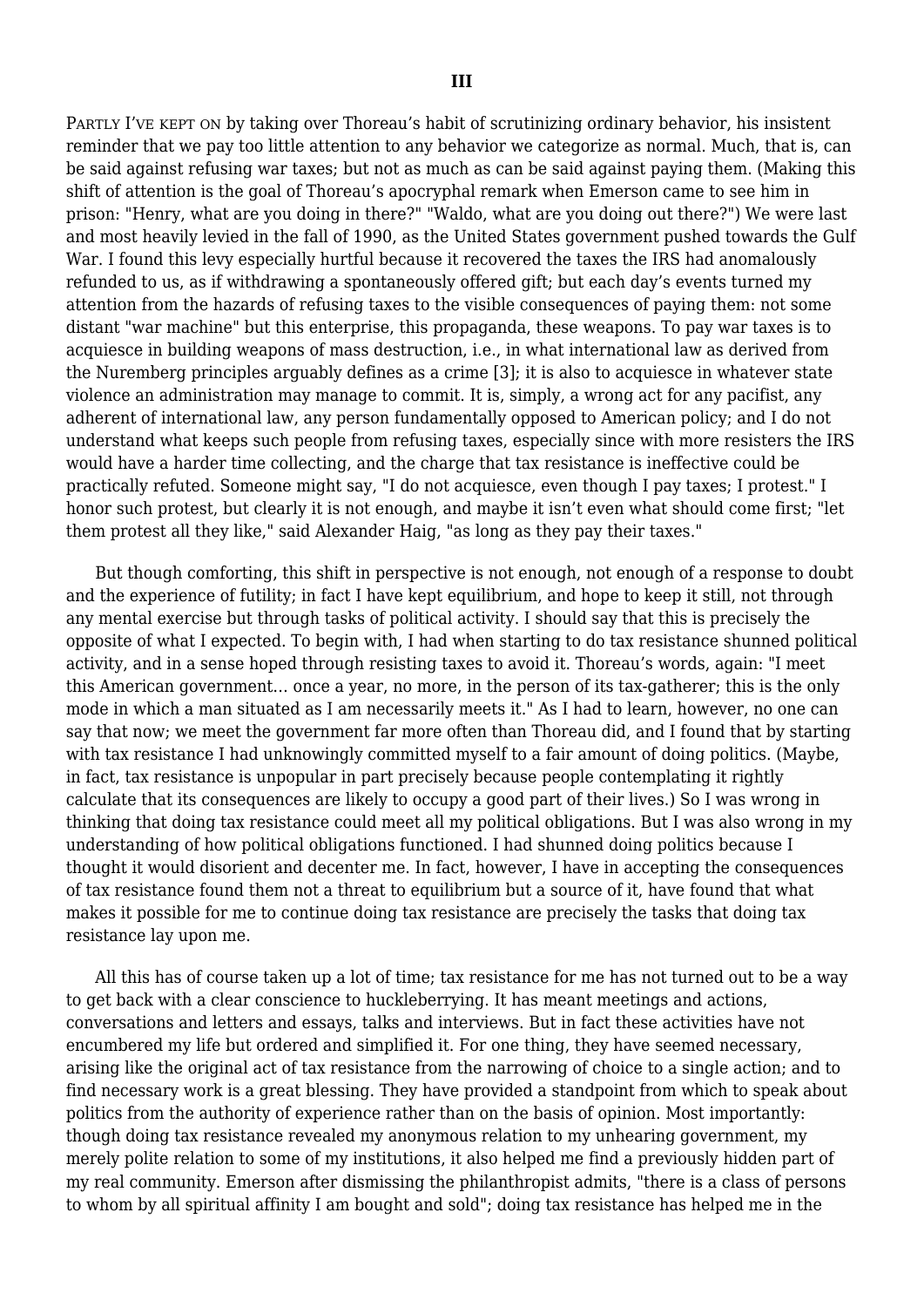### III

PARTLY I'VE KEPT ON by taking over Thoreau's habit of scrutinizing ordinary behavior, his insistent reminder that we pay too little attention to any behavior we categorize as normal. Much, that is, can be said against refusing war taxes; but not as much as can be said against paying them. (Making this shift of attention is the goal of Thoreau's apocryphal remark when Emerson came to see him in prison: "Henry, what are you doing in there?" "Waldo, what are you doing out there?") We were last and most heavily levied in the fall of 1990, as the United States government pushed towards the Gulf War. I found this levy especially hurtful because it recovered the taxes the IRS had anomalously refunded to us, as if withdrawing a spontaneously offered gift; but each day's events turned my attention from the hazards of refusing taxes to the visible consequences of paying them: not some distant "war machine" but this enterprise, this propaganda, these weapons. To pay war taxes is to acquiesce in building weapons of mass destruction, i.e., in what international law as derived from the Nuremberg principles arguably defines as a crime [3]; it is also to acquiesce in whatever state violence an administration may manage to commit. It is, simply, a wrong act for any pacifist, any adherent of international law, any person fundamentally opposed to American policy; and I do not understand what keeps such people from refusing taxes, especially since with more resisters the IRS would have a harder time collecting, and the charge that tax resistance is ineffective could be practically refuted. Someone might say, "I do not acquiesce, even though I pay taxes; I protest." I honor such protest, but clearly it is not enough, and maybe it isn't even what should come first; "let them protest all they like," said Alexander Haig, "as long as they pay their taxes."

But though comforting, this shift in perspective is not enough, not enough of a response to doubt and the experience of futility; in fact I have kept equilibrium, and hope to keep it still, not through any mental exercise but through tasks of political activity. I should say that this is precisely the opposite of what I expected. To begin with, I had when starting to do tax resistance shunned political activity, and in a sense hoped through resisting taxes to avoid it. Thoreau's words, again: "I meet this American government... once a year, no more, in the person of its tax-gatherer; this is the only mode in which a man situated as I am necessarily meets it." As I had to learn, however, no one can say that now; we meet the government far more often than Thoreau did, and I found that by starting with tax resistance I had unknowingly committed myself to a fair amount of doing politics. (Maybe, in fact, tax resistance is unpopular in part precisely because people contemplating it rightly calculate that its consequences are likely to occupy a good part of their lives.) So I was wrong in thinking that doing tax resistance could meet all my political obligations. But I was also wrong in my understanding of how political obligations functioned. I had shunned doing politics because I thought it would disorient and decenter me. In fact, however, I have in accepting the consequences of tax resistance found them not a threat to equilibrium but a source of it, have found that what makes it possible for me to continue doing tax resistance are precisely the tasks that doing tax resistance lay upon me.

All this has of course taken up a lot of time; tax resistance for me has not turned out to be a way to get back with a clear conscience to huckleberrying. It has meant meetings and actions, conversations and letters and essays, talks and interviews. But in fact these activities have not encumbered my life but ordered and simplified it. For one thing, they have seemed necessary, arising like the original act of tax resistance from the narrowing of choice to a single action; and to find necessary work is a great blessing. They have provided a standpoint from which to speak about politics from the authority of experience rather than on the basis of opinion. Most importantly: though doing tax resistance revealed my anonymous relation to my unhearing government, my merely polite relation to some of my institutions, it also helped me find a previously hidden part of my real community. Emerson after dismissing the philanthropist admits, "there is a class of persons to whom by all spiritual affinity I am bought and sold"; doing tax resistance has helped me in the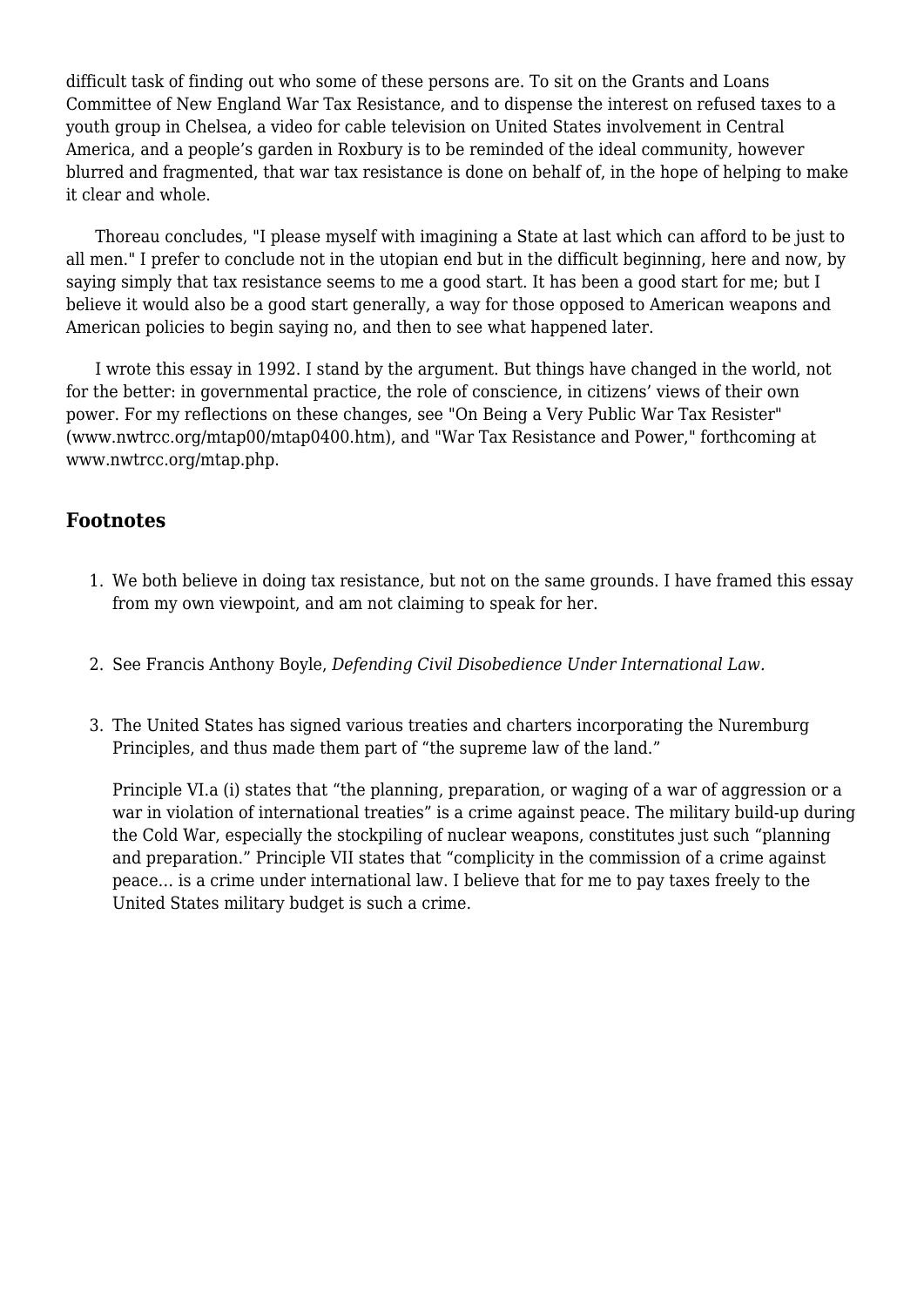difficult task of finding out who some of these persons are. To sit on the Grants and Loans Committee of New England War Tax Resistance, and to dispense the interest on refused taxes to a youth group in Chelsea, a video for cable television on United States involvement in Central America, and a people's garden in Roxbury is to be reminded of the ideal community, however blurred and fragmented, that war tax resistance is done on behalf of, in the hope of helping to make it clear and whole.

Thoreau concludes, "I please myself with imagining a State at last which can afford to be just to all men." I prefer to conclude not in the utopian end but in the difficult beginning, here and now, by saying simply that tax resistance seems to me a good start. It has been a good start for me; but I believe it would also be a good start generally, a way for those opposed to American weapons and American policies to begin saying no, and then to see what happened later.

I wrote this essay in 1992. I stand by the argument. But things have changed in the world, not for the better: in governmental practice, the role of conscience, in citizens' views of their own power. For my reflections on these changes, see "On Being a Very Public War Tax Resister" (www.nwtrcc.org/mtap00/mtap0400.htm), and "War Tax Resistance and Power," forthcoming at www.nwtrcc.org/mtap.php.

## Footnotes

1. We both believe in doing tax resistance, but not on the same grounds. I have framed this essay from my own viewpoint, and am not claiming to speak for her.

2. See Francis Anthony Boyle, *Defending Civil Disobedience Under International Law.*

3. The United States has signed various treaties and charters incorporating the Nuremburg Principles, and thus made them part of "the supreme law of the land."

   Principle VI.a (i) states that "the planning, preparation, or waging of a war of aggression or a war in violation of international treaties" is a crime against peace. The military build-up during the Cold War, especially the stockpiling of nuclear weapons, constitutes just such "planning and preparation." Principle VII states that "complicity in the commission of a crime against peace... is a crime under international law. I believe that for me to pay taxes freely to the United States military budget is such a crime.